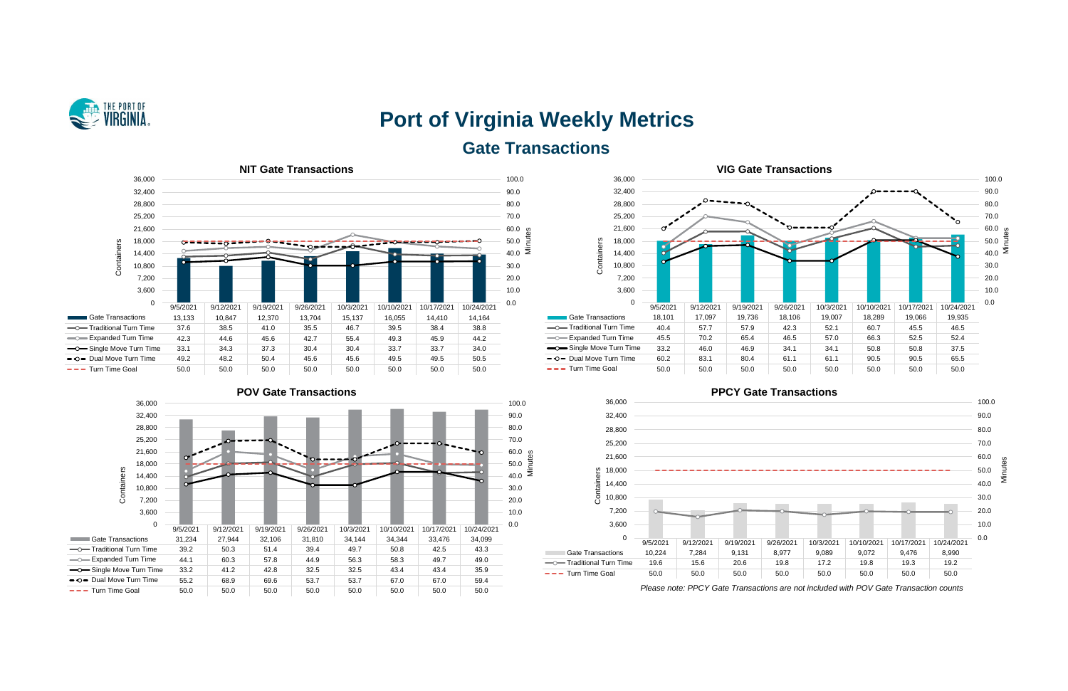# Port of Virginia Weekly Metrics

## Gate Transactions

### NIT Gate Transactions

| | 9/5/2021 | 9/12/2021 | 9/19/2021 | 9/26/2021 | 10/3/2021 | 10/10/2021 | 10/17/2021 | 10/24/2021 |
|---|---|---|---|---|---|---|---|---|
| Gate Transactions | 13,133 | 10,847 | 12,370 | 13,704 | 15,137 | 16,055 | 14,410 | 14,164 |
| Traditional Turn Time | 37.6 | 38.5 | 41.0 | 35.5 | 46.7 | 39.5 | 38.4 | 38.8 |
| Expanded Turn Time | 42.3 | 44.6 | 45.6 | 42.7 | 55.4 | 49.3 | 45.9 | 44.2 |
| Single Move Turn Time | 33.1 | 34.3 | 37.3 | 30.4 | 30.4 | 33.7 | 33.7 | 34.0 |
| Dual Move Turn Time | 49.2 | 48.2 | 50.4 | 45.6 | 45.6 | 49.5 | 49.5 | 50.5 |
| Turn Time Goal | 50.0 | 50.0 | 50.0 | 50.0 | 50.0 | 50.0 | 50.0 | 50.0 |

### VIG Gate Transactions

| | 9/5/2021 | 9/12/2021 | 9/19/2021 | 9/26/2021 | 10/3/2021 | 10/10/2021 | 10/17/2021 | 10/24/2021 |
|---|---|---|---|---|---|---|---|---|
| Gate Transactions | 18,101 | 17,097 | 19,736 | 18,106 | 19,007 | 18,289 | 19,066 | 19,935 |
| Traditional Turn Time | 40.4 | 57.7 | 57.9 | 42.3 | 52.1 | 60.7 | 45.5 | 46.5 |
| Expanded Turn Time | 45.5 | 70.2 | 65.4 | 46.5 | 57.0 | 66.3 | 52.5 | 52.4 |
| Single Move Turn Time | 33.2 | 46.0 | 46.9 | 34.1 | 34.1 | 50.8 | 50.8 | 37.5 |
| Dual Move Turn Time | 60.2 | 83.1 | 80.4 | 61.1 | 61.1 | 90.5 | 90.5 | 65.5 |
| Turn Time Goal | 50.0 | 50.0 | 50.0 | 50.0 | 50.0 | 50.0 | 50.0 | 50.0 |

### POV Gate Transactions

| | 9/5/2021 | 9/12/2021 | 9/19/2021 | 9/26/2021 | 10/3/2021 | 10/10/2021 | 10/17/2021 | 10/24/2021 |
|---|---|---|---|---|---|---|---|---|
| Gate Transactions | 31,234 | 27,944 | 32,106 | 31,810 | 34,144 | 34,344 | 33,476 | 34,099 |
| Traditional Turn Time | 39.2 | 50.3 | 51.4 | 39.4 | 49.7 | 50.8 | 42.5 | 43.3 |
| Expanded Turn Time | 44.1 | 60.3 | 57.8 | 44.9 | 56.3 | 58.3 | 49.7 | 49.0 |
| Single Move Turn Time | 33.2 | 41.2 | 42.8 | 32.5 | 32.5 | 43.4 | 43.4 | 35.9 |
| Dual Move Turn Time | 55.2 | 68.9 | 69.6 | 53.7 | 53.7 | 67.0 | 67.0 | 59.4 |
| Turn Time Goal | 50.0 | 50.0 | 50.0 | 50.0 | 50.0 | 50.0 | 50.0 | 50.0 |

### PPCY Gate Transactions

| | 9/5/2021 | 9/12/2021 | 9/19/2021 | 9/26/2021 | 10/3/2021 | 10/10/2021 | 10/17/2021 | 10/24/2021 |
|---|---|---|---|---|---|---|---|---|
| Gate Transactions | 10,224 | 7,284 | 9,131 | 8,977 | 9,089 | 9,072 | 9,476 | 8,990 |
| Traditional Turn Time | 19.6 | 15.6 | 20.6 | 19.8 | 17.2 | 19.8 | 19.3 | 19.2 |
| Turn Time Goal | 50.0 | 50.0 | 50.0 | 50.0 | 50.0 | 50.0 | 50.0 | 50.0 |

*Please note: PPCY Gate Transactions are not included with POV Gate Transaction counts*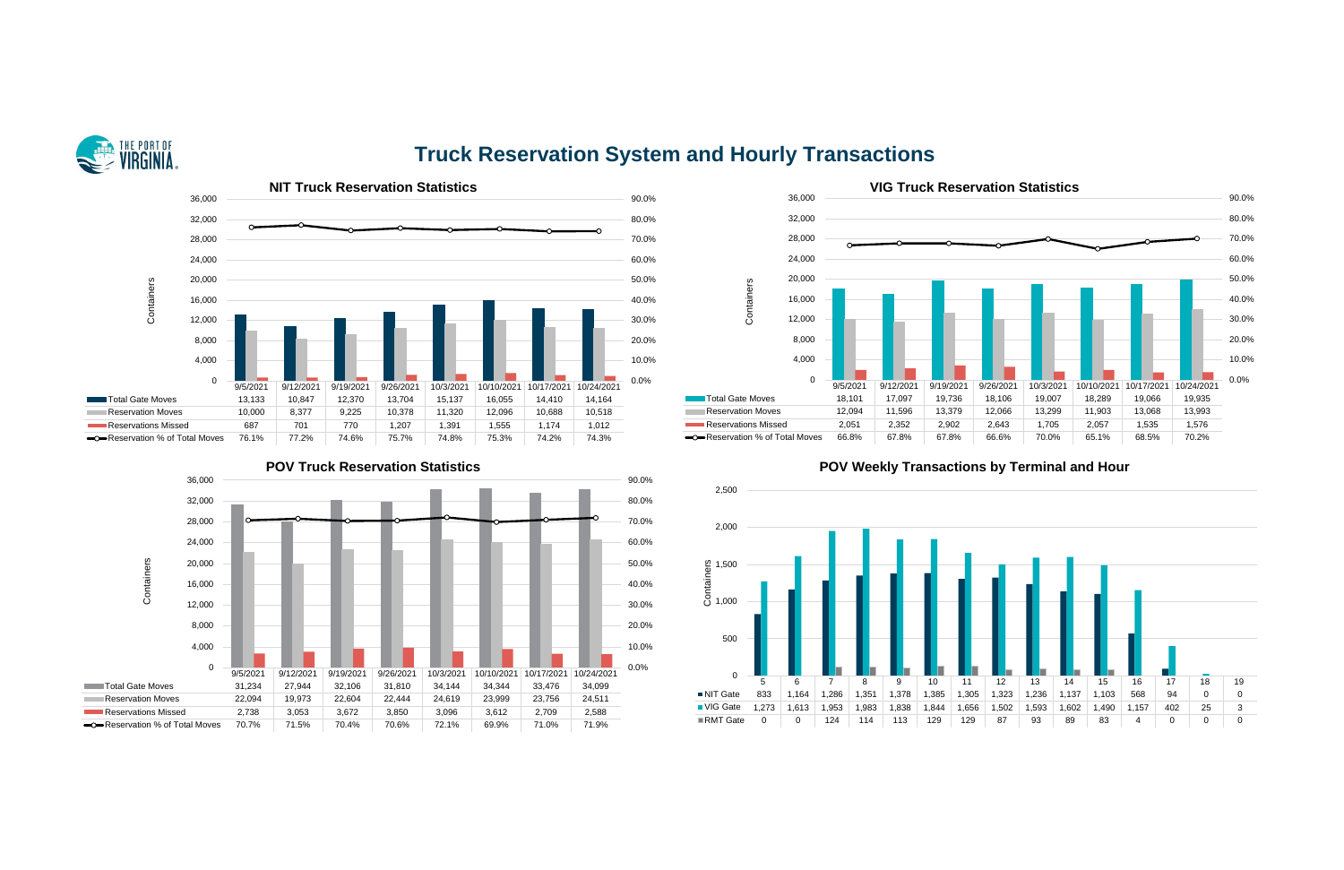# Truck Reservation System and Hourly Transactions

## NIT Truck Reservation Statistics

| | 9/5/2021 | 9/12/2021 | 9/19/2021 | 9/26/2021 | 10/3/2021 | 10/10/2021 | 10/17/2021 | 10/24/2021 |
|---|---|---|---|---|---|---|---|---|
| Total Gate Moves | 13,133 | 10,847 | 12,370 | 13,704 | 15,137 | 16,055 | 14,410 | 14,164 |
| Reservation Moves | 10,000 | 8,377 | 9,225 | 10,378 | 11,320 | 12,096 | 10,688 | 10,518 |
| Reservations Missed | 687 | 701 | 770 | 1,207 | 1,391 | 1,555 | 1,174 | 1,012 |
| Reservation % of Total Moves | 76.1% | 77.2% | 74.6% | 75.7% | 74.8% | 75.3% | 74.2% | 74.3% |

## VIG Truck Reservation Statistics

| | 9/5/2021 | 9/12/2021 | 9/19/2021 | 9/26/2021 | 10/3/2021 | 10/10/2021 | 10/17/2021 | 10/24/2021 |
|---|---|---|---|---|---|---|---|---|
| Total Gate Moves | 18,101 | 17,097 | 19,736 | 18,106 | 19,007 | 18,289 | 19,066 | 19,935 |
| Reservation Moves | 12,094 | 11,596 | 13,379 | 12,066 | 13,299 | 11,903 | 13,068 | 13,993 |
| Reservations Missed | 2,051 | 2,352 | 2,902 | 2,643 | 1,705 | 2,057 | 1,535 | 1,576 |
| Reservation % of Total Moves | 66.8% | 67.8% | 67.8% | 66.6% | 70.0% | 65.1% | 68.5% | 70.2% |

## POV Truck Reservation Statistics

| | 9/5/2021 | 9/12/2021 | 9/19/2021 | 9/26/2021 | 10/3/2021 | 10/10/2021 | 10/17/2021 | 10/24/2021 |
|---|---|---|---|---|---|---|---|---|
| Total Gate Moves | 31,234 | 27,944 | 32,106 | 31,810 | 34,144 | 34,344 | 33,476 | 34,099 |
| Reservation Moves | 22,094 | 19,973 | 22,604 | 22,444 | 24,619 | 23,999 | 23,756 | 24,511 |
| Reservations Missed | 2,738 | 3,053 | 3,672 | 3,850 | 3,096 | 3,612 | 2,709 | 2,588 |
| Reservation % of Total Moves | 70.7% | 71.5% | 70.4% | 70.6% | 72.1% | 69.9% | 71.0% | 71.9% |

## POV Weekly Transactions by Terminal and Hour

| | 5 | 6 | 7 | 8 | 9 | 10 | 11 | 12 | 13 | 14 | 15 | 16 | 17 | 18 | 19 |
|---|---|---|---|---|---|---|---|---|---|---|---|---|---|---|---|
| NIT Gate | 833 | 1,164 | 1,286 | 1,351 | 1,378 | 1,385 | 1,305 | 1,323 | 1,236 | 1,137 | 1,103 | 568 | 94 | 0 | 0 |
| VIG Gate | 1,273 | 1,613 | 1,953 | 1,983 | 1,838 | 1,844 | 1,656 | 1,502 | 1,593 | 1,602 | 1,490 | 1,157 | 402 | 25 | 3 |
| RMT Gate | 0 | 0 | 124 | 114 | 113 | 129 | 129 | 87 | 93 | 89 | 83 | 4 | 0 | 0 | 0 |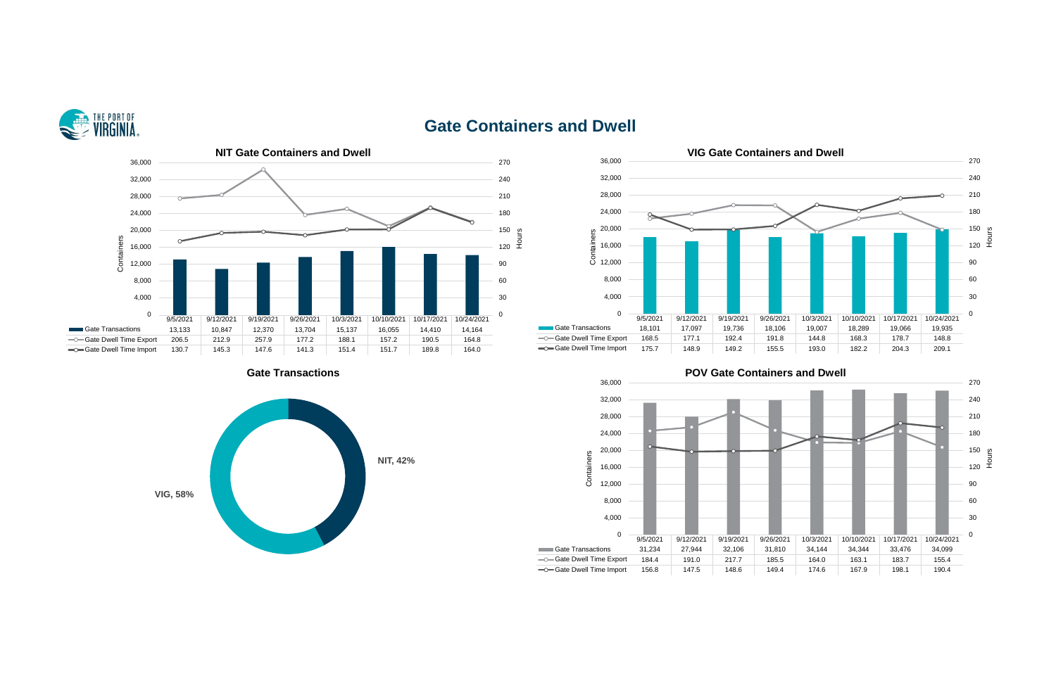# Gate Containers and Dwell

## NIT Gate Containers and Dwell

| | 9/5/2021 | 9/12/2021 | 9/19/2021 | 9/26/2021 | 10/3/2021 | 10/10/2021 | 10/17/2021 | 10/24/2021 |
|---|---|---|---|---|---|---|---|---|
| Gate Transactions | 13,133 | 10,847 | 12,370 | 13,704 | 15,137 | 16,055 | 14,410 | 14,164 |
| Gate Dwell Time Export | 206.5 | 212.9 | 257.9 | 177.2 | 188.1 | 157.2 | 190.5 | 164.8 |
| Gate Dwell Time Import | 130.7 | 145.3 | 147.6 | 141.3 | 151.4 | 151.7 | 189.8 | 164.0 |

## VIG Gate Containers and Dwell

| | 9/5/2021 | 9/12/2021 | 9/19/2021 | 9/26/2021 | 10/3/2021 | 10/10/2021 | 10/17/2021 | 10/24/2021 |
|---|---|---|---|---|---|---|---|---|
| Gate Transactions | 18,101 | 17,097 | 19,736 | 18,106 | 19,007 | 18,289 | 19,066 | 19,935 |
| Gate Dwell Time Export | 168.5 | 177.1 | 192.4 | 191.8 | 144.8 | 168.3 | 178.7 | 148.8 |
| Gate Dwell Time Import | 175.7 | 148.9 | 149.2 | 155.5 | 193.0 | 182.2 | 204.3 | 209.1 |

## Gate Transactions

VIG, 58%

NIT, 42%

## POV Gate Containers and Dwell

| | 9/5/2021 | 9/12/2021 | 9/19/2021 | 9/26/2021 | 10/3/2021 | 10/10/2021 | 10/17/2021 | 10/24/2021 |
|---|---|---|---|---|---|---|---|---|
| Gate Transactions | 31,234 | 27,944 | 32,106 | 31,810 | 34,144 | 34,344 | 33,476 | 34,099 |
| Gate Dwell Time Export | 184.4 | 191.0 | 217.7 | 185.5 | 164.0 | 163.1 | 183.7 | 155.4 |
| Gate Dwell Time Import | 156.8 | 147.5 | 148.6 | 149.4 | 174.6 | 167.9 | 198.1 | 190.4 |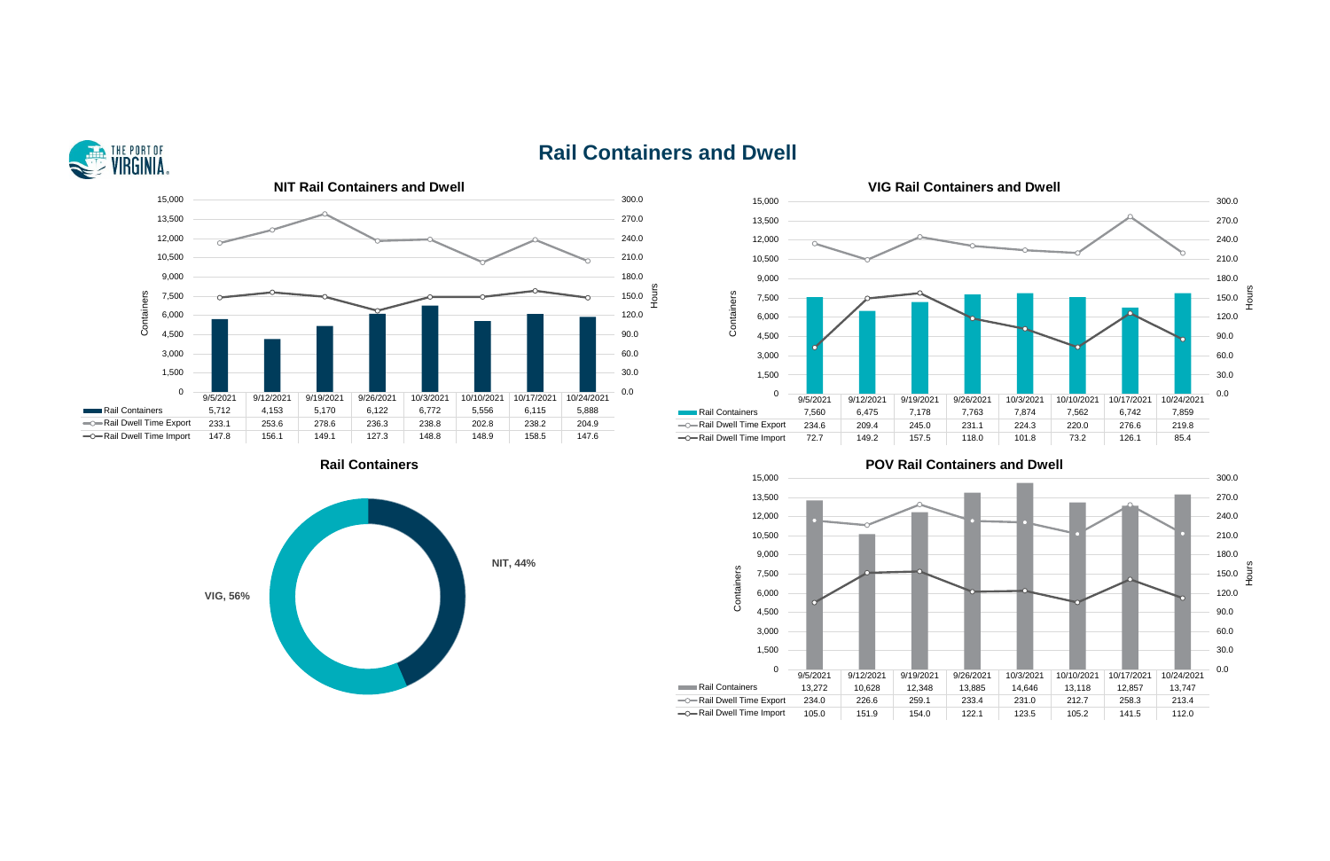# Rail Containers and Dwell

THE PORT OF VIRGINIA

## NIT Rail Containers and Dwell

Containers: 0, 1,500, 3,000, 4,500, 6,000, 7,500, 9,000, 10,500, 12,000, 13,500, 15,000

Hours: 0.0, 30.0, 60.0, 90.0, 120.0, 150.0, 180.0, 210.0, 240.0, 270.0, 300.0

| | 9/5/2021 | 9/12/2021 | 9/19/2021 | 9/26/2021 | 10/3/2021 | 10/10/2021 | 10/17/2021 | 10/24/2021 |
|---|---|---|---|---|---|---|---|---|
| Rail Containers | 5,712 | 4,153 | 5,170 | 6,122 | 6,772 | 5,556 | 6,115 | 5,888 |
| Rail Dwell Time Export | 233.1 | 253.6 | 278.6 | 236.3 | 238.8 | 202.8 | 238.2 | 204.9 |
| Rail Dwell Time Import | 147.8 | 156.1 | 149.1 | 127.3 | 148.8 | 148.9 | 158.5 | 147.6 |

## VIG Rail Containers and Dwell

Containers: 0, 1,500, 3,000, 4,500, 6,000, 7,500, 9,000, 10,500, 12,000, 13,500, 15,000

Hours: 0.0, 30.0, 60.0, 90.0, 120.0, 150.0, 180.0, 210.0, 240.0, 270.0, 300.0

| | 9/5/2021 | 9/12/2021 | 9/19/2021 | 9/26/2021 | 10/3/2021 | 10/10/2021 | 10/17/2021 | 10/24/2021 |
|---|---|---|---|---|---|---|---|---|
| Rail Containers | 7,560 | 6,475 | 7,178 | 7,763 | 7,874 | 7,562 | 6,742 | 7,859 |
| Rail Dwell Time Export | 234.6 | 209.4 | 245.0 | 231.1 | 224.3 | 220.0 | 276.6 | 219.8 |
| Rail Dwell Time Import | 72.7 | 149.2 | 157.5 | 118.0 | 101.8 | 73.2 | 126.1 | 85.4 |

## Rail Containers

NIT, 44%

VIG, 56%

## POV Rail Containers and Dwell

Containers: 0, 1,500, 3,000, 4,500, 6,000, 7,500, 9,000, 10,500, 12,000, 13,500, 15,000

Hours: 0.0, 30.0, 60.0, 90.0, 120.0, 150.0, 180.0, 210.0, 240.0, 270.0, 300.0

| | 9/5/2021 | 9/12/2021 | 9/19/2021 | 9/26/2021 | 10/3/2021 | 10/10/2021 | 10/17/2021 | 10/24/2021 |
|---|---|---|---|---|---|---|---|---|
| Rail Containers | 13,272 | 10,628 | 12,348 | 13,885 | 14,646 | 13,118 | 12,857 | 13,747 |
| Rail Dwell Time Export | 234.0 | 226.6 | 259.1 | 233.4 | 231.0 | 212.7 | 258.3 | 213.4 |
| Rail Dwell Time Import | 105.0 | 151.9 | 154.0 | 122.1 | 123.5 | 105.2 | 141.5 | 112.0 |